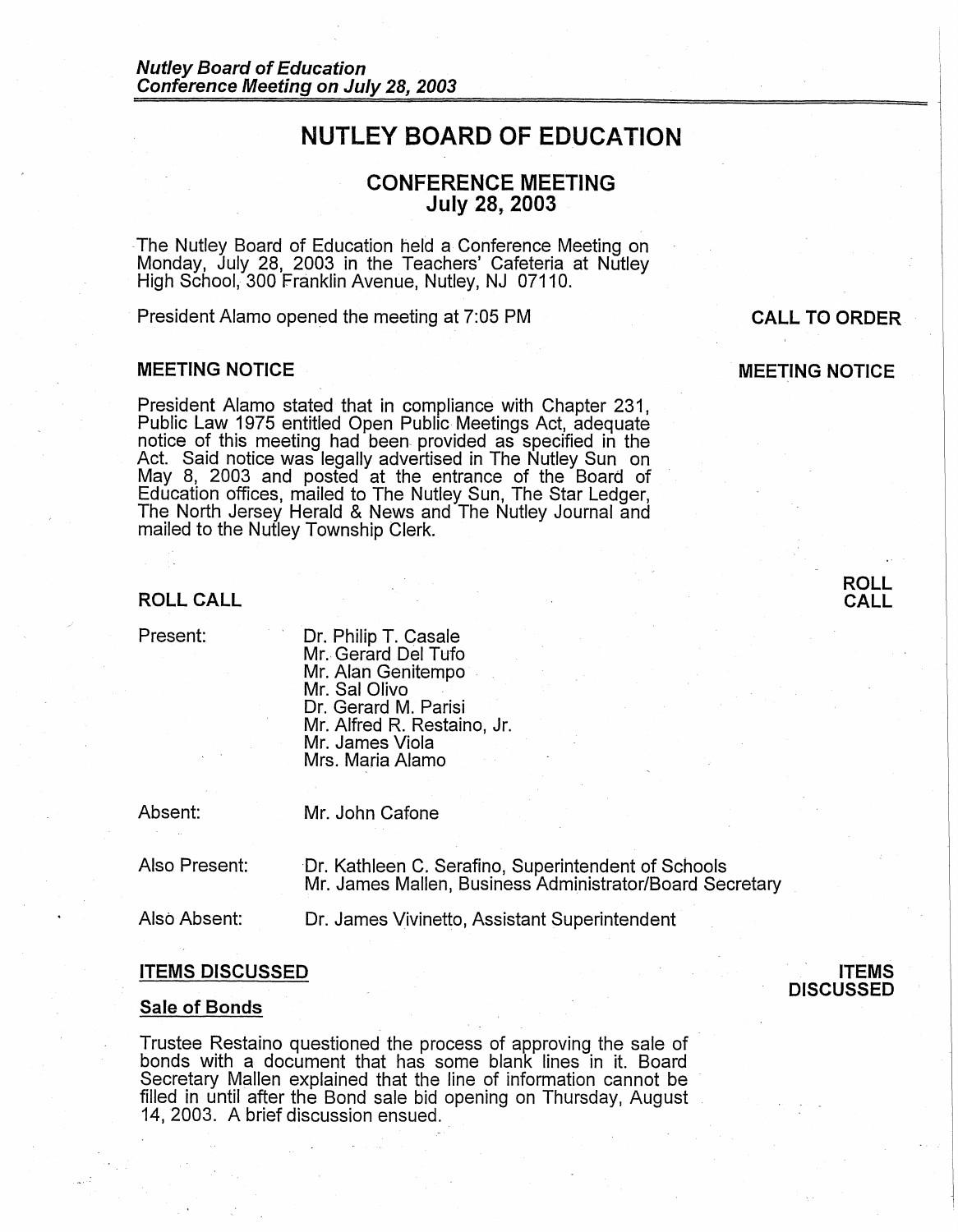#### NUTLEY BOARD OF EDUCATION

## CONFERENCE MEETING
## July 28, 2003

The Nutley Board of Education held a Conference Meeting on Monday, July 28, 2003 in the Teachers' Cafeteria at Nutley High School, 300 Franklin Avenue, Nutley, NJ 07110.

**CALL TO ORDER**

President Alamo opened the meeting at 7:05 PM

**MEETING NOTICE**

### MEETING NOTICE

President Alamo stated that in compliance with Chapter 231, Public Law 1975 entitled Open Public Meetings Act, adequate notice of this meeting had been provided as specified in the Act. Said notice was legally advertised in The Nutley Sun on May 8, 2003 and posted at the entrance of the Board of Education offices, mailed to The Nutley Sun, The Star Ledger, The North Jersey Herald & News and The Nutley Journal and mailed to the Nutley Township Clerk.

**ROLL CALL**

### ROLL CALL

Present:
- Dr. Philip T. Casale
- Mr. Gerard Del Tufo
- Mr. Alan Genitempo
- Mr. Sal Olivo
- Dr. Gerard M. Parisi
- Mr. Alfred R. Restaino, Jr.
- Mr. James Viola
- Mrs. Maria Alamo

Absent: Mr. John Cafone

Also Present: Dr. Kathleen C. Serafino, Superintendent of Schools
Mr. James Mallen, Business Administrator/Board Secretary

Also Absent: Dr. James Vivinetto, Assistant Superintendent

**ITEMS DISCUSSED**

### ITEMS DISCUSSED

#### Sale of Bonds

Trustee Restaino questioned the process of approving the sale of bonds with a document that has some blank lines in it. Board Secretary Mallen explained that the line of information cannot be filled in until after the Bond sale bid opening on Thursday, August 14, 2003. A brief discussion ensued.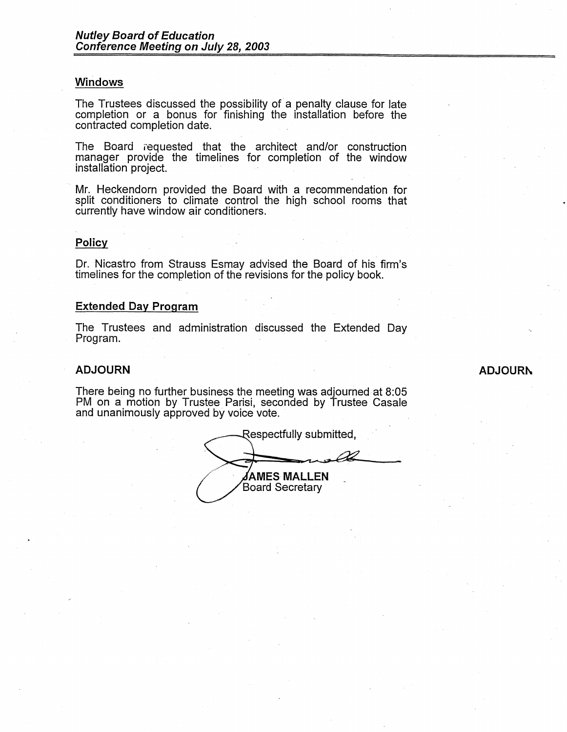### Windows

The Trustees discussed the possibility of a penalty clause for late completion or a bonus for finishing the installation before the contracted completion date.

The Board requested that the architect and/or construction manager provide the timelines for completion of the window installation project.

Mr. Heckendorn provided the Board with a recommendation for split conditioners to climate control the high school rooms that currently have window air conditioners.

### Policy

Dr. Nicastro from Strauss Esmay advised the Board of his firm's timelines for the completion of the revisions for the policy book.

### Extended Day Program

The Trustees and administration discussed the Extended Day Program.

### ADJOURN

ADJOURN

There being no further business the meeting was adjourned at 8:05 PM on a motion by Trustee Parisi, seconded by Trustee Casale and unanimously approved by voice vote.

Respectfully submitted,

**JAMES MALLEN**
Board Secretary